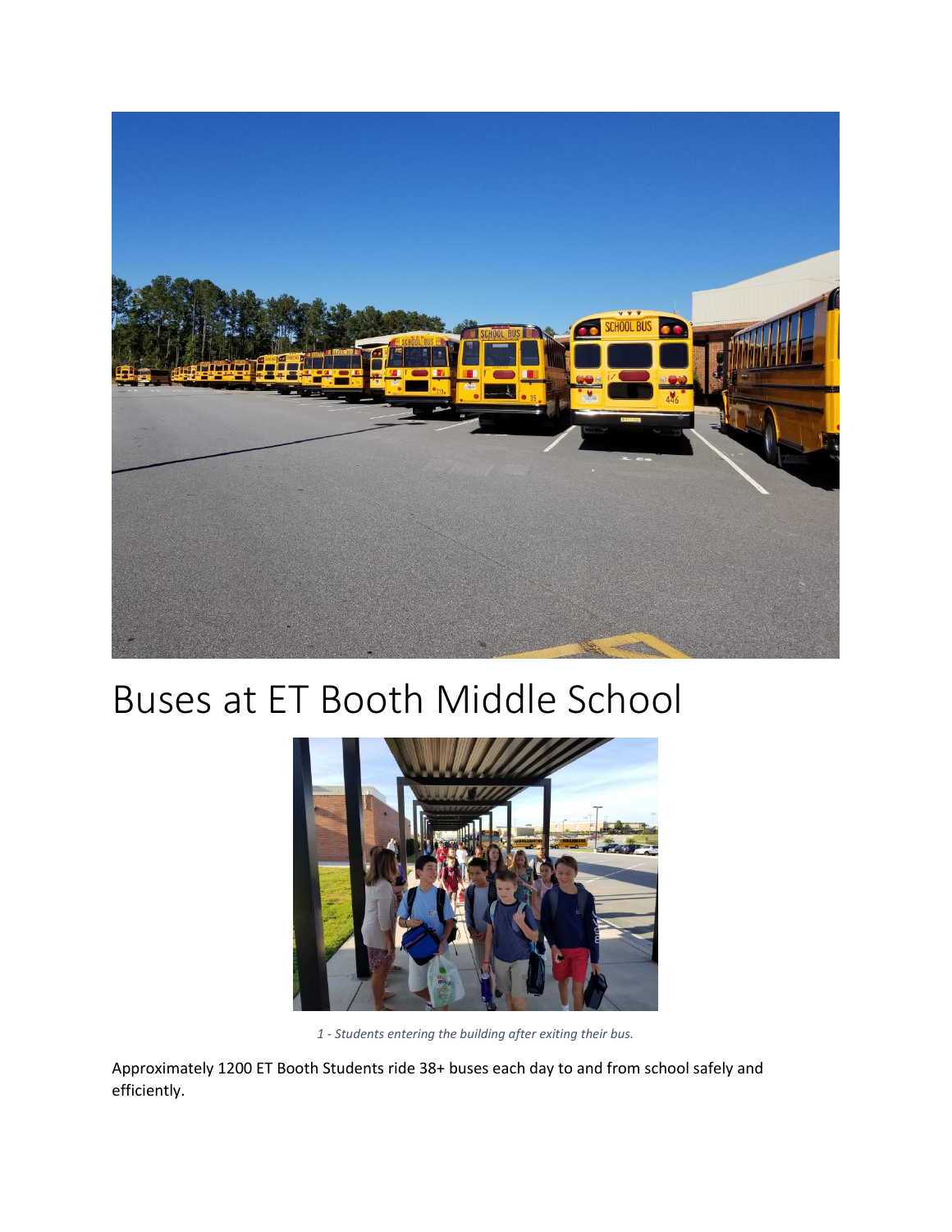# Buses at ET Booth Middle School

*1 - Students entering the building after exiting their bus.*

Approximately 1200 ET Booth Students ride 38+ buses each day to and from school safely and efficiently.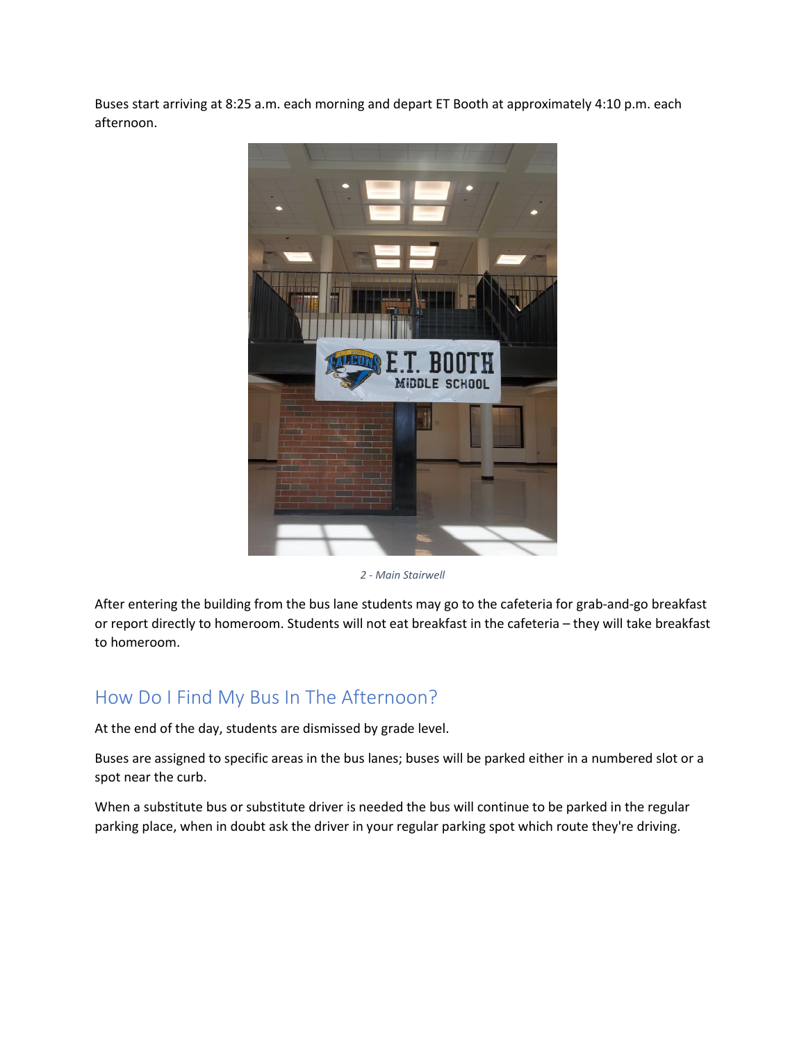Buses start arriving at 8:25 a.m. each morning and depart ET Booth at approximately 4:10 p.m. each afternoon.

*2 - Main Stairwell*

After entering the building from the bus lane students may go to the cafeteria for grab-and-go breakfast or report directly to homeroom. Students will not eat breakfast in the cafeteria – they will take breakfast to homeroom.

## How Do I Find My Bus In The Afternoon?

At the end of the day, students are dismissed by grade level.

Buses are assigned to specific areas in the bus lanes; buses will be parked either in a numbered slot or a spot near the curb.

When a substitute bus or substitute driver is needed the bus will continue to be parked in the regular parking place, when in doubt ask the driver in your regular parking spot which route they're driving.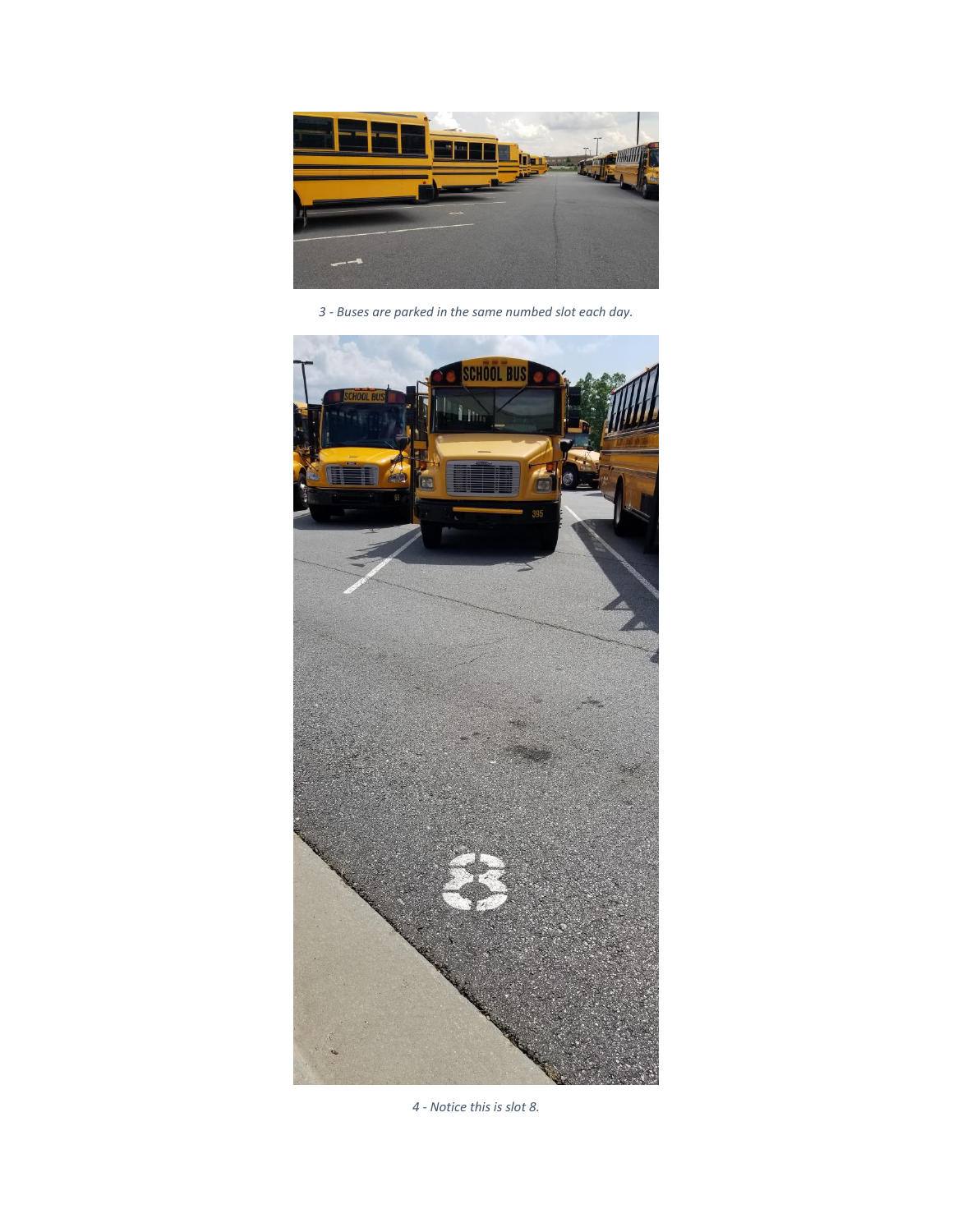*3 - Buses are parked in the same numbed slot each day.*

*4 - Notice this is slot 8.*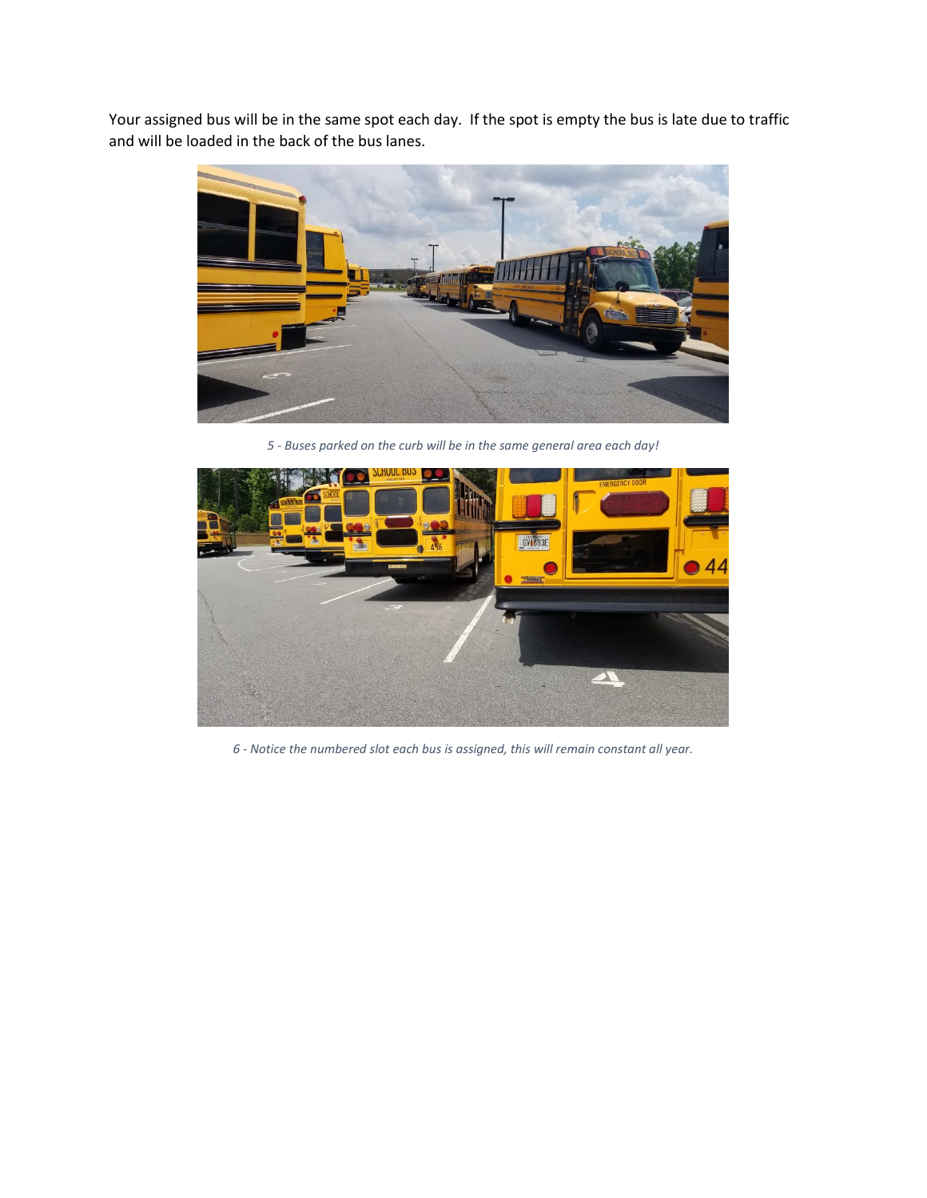Your assigned bus will be in the same spot each day. If the spot is empty the bus is late due to traffic and will be loaded in the back of the bus lanes.

*5 - Buses parked on the curb will be in the same general area each day!*

*6 - Notice the numbered slot each bus is assigned, this will remain constant all year.*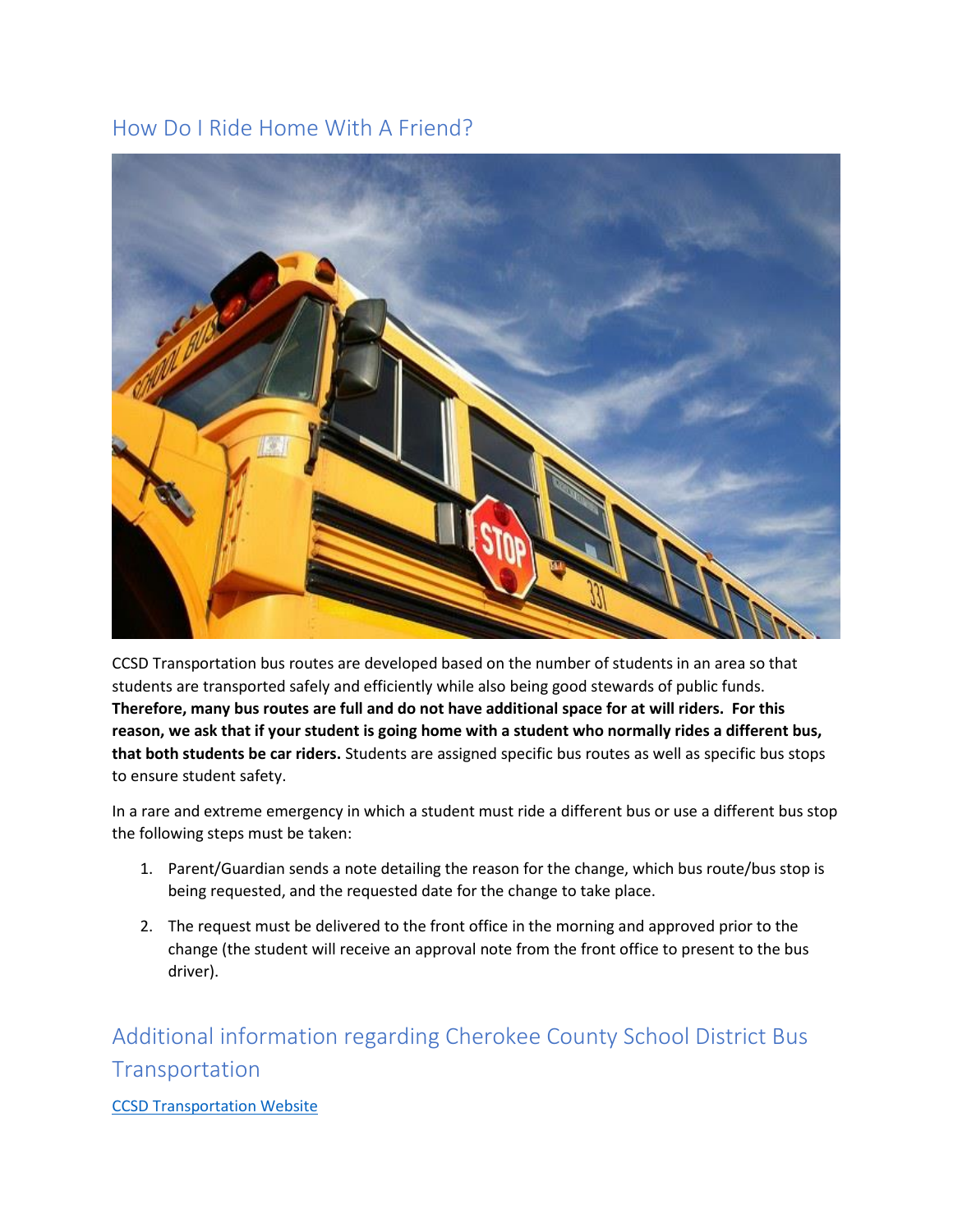## How Do I Ride Home With A Friend?

CCSD Transportation bus routes are developed based on the number of students in an area so that students are transported safely and efficiently while also being good stewards of public funds. **Therefore, many bus routes are full and do not have additional space for at will riders. For this reason, we ask that if your student is going home with a student who normally rides a different bus, that both students be car riders.** Students are assigned specific bus routes as well as specific bus stops to ensure student safety.

In a rare and extreme emergency in which a student must ride a different bus or use a different bus stop the following steps must be taken:

1. Parent/Guardian sends a note detailing the reason for the change, which bus route/bus stop is being requested, and the requested date for the change to take place.
2. The request must be delivered to the front office in the morning and approved prior to the change (the student will receive an approval note from the front office to present to the bus driver).

## Additional information regarding Cherokee County School District Bus Transportation

CCSD Transportation Website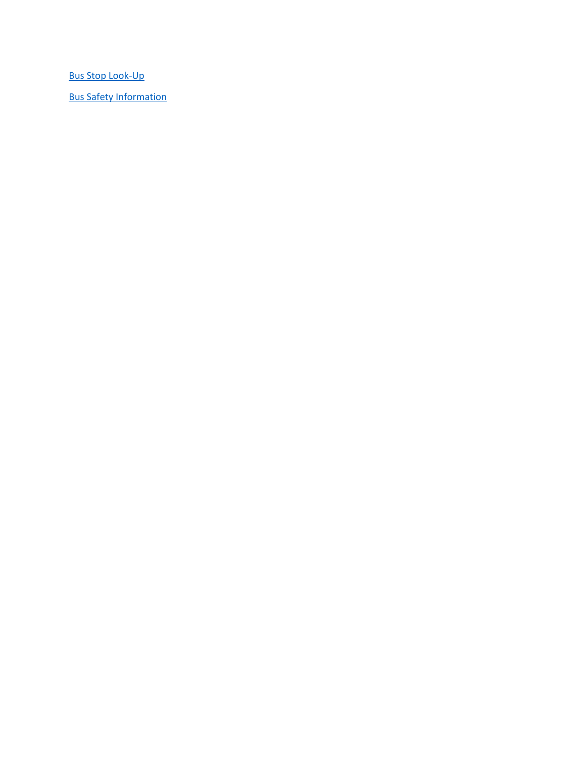Bus Stop Look-Up

Bus Safety Information